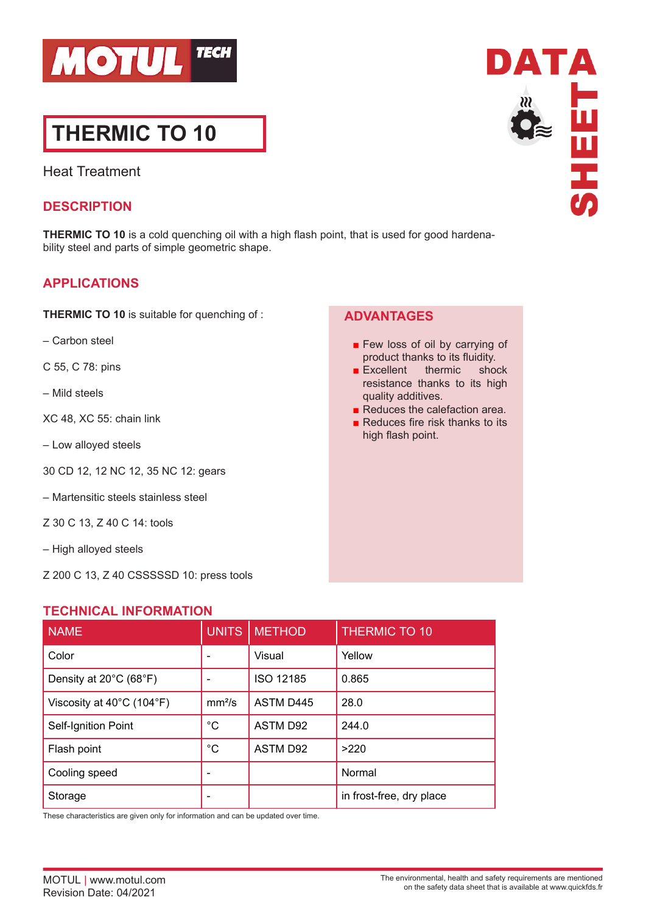# THERMIC TO 10

Heat Treatment

## DESCRIPTION

**THERMIC TO 10** is a cold quenching oil with a high flash point, that is used for good hardenability steel and parts of simple geometric shape.

## APPLICATIONS

**THERMIC TO 10** is suitable for quenching of :

– Carbon steel

C 55, C 78: pins

– Mild steels

XC 48, XC 55: chain link

– Low alloyed steels

30 CD 12, 12 NC 12, 35 NC 12: gears

– Martensitic steels stainless steel

Z 30 C 13, Z 40 C 14: tools

– High alloyed steels

Z 200 C 13, Z 40 CSSSSSD 10: press tools

## ADVANTAGES

- Few loss of oil by carrying of product thanks to its fluidity.
- Excellent thermic shock resistance thanks to its high quality additives.
- Reduces the calefaction area.
- Reduces fire risk thanks to its high flash point.

## TECHNICAL INFORMATION

| NAME | UNITS | METHOD | THERMIC TO 10 |
|---|---|---|---|
| Color | - | Visual | Yellow |
| Density at 20°C (68°F) | - | ISO 12185 | 0.865 |
| Viscosity at 40°C (104°F) | mm²/s | ASTM D445 | 28.0 |
| Self-Ignition Point | °C | ASTM D92 | 244.0 |
| Flash point | °C | ASTM D92 | >220 |
| Cooling speed | - | | Normal |
| Storage | - | | in frost-free, dry place |

These characteristics are given only for information and can be updated over time.

MOTUL | www.motul.com
Revision Date: 04/2021

The environmental, health and safety requirements are mentioned on the safety data sheet that is available at www.quickfds.fr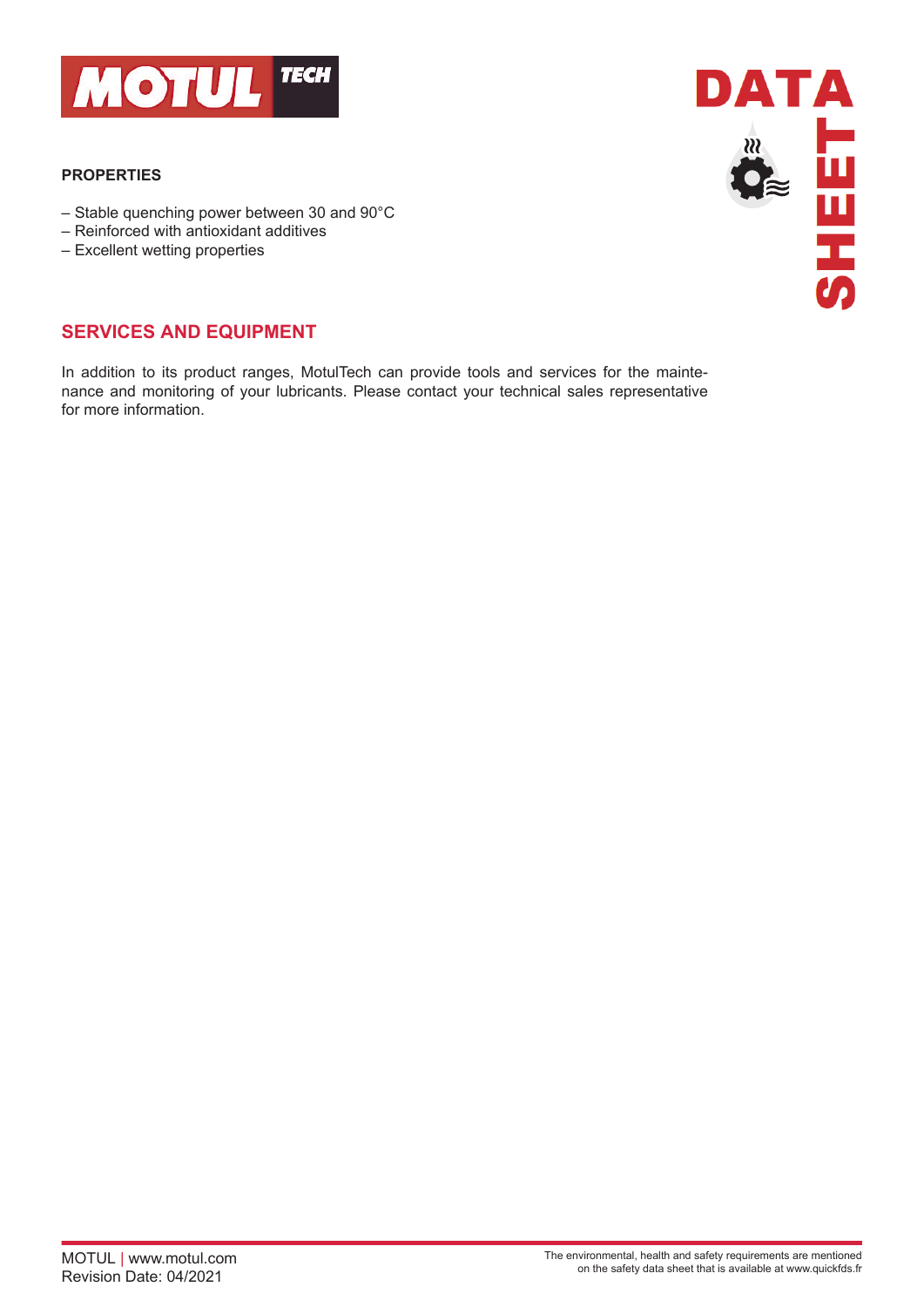**PROPERTIES**

– Stable quenching power between 30 and 90°C
– Reinforced with antioxidant additives
– Excellent wetting properties

## SERVICES AND EQUIPMENT

In addition to its product ranges, MotulTech can provide tools and services for the maintenance and monitoring of your lubricants. Please contact your technical sales representative for more information.

MOTUL | www.motul.com
Revision Date: 04/2021

The environmental, health and safety requirements are mentioned on the safety data sheet that is available at www.quickfds.fr